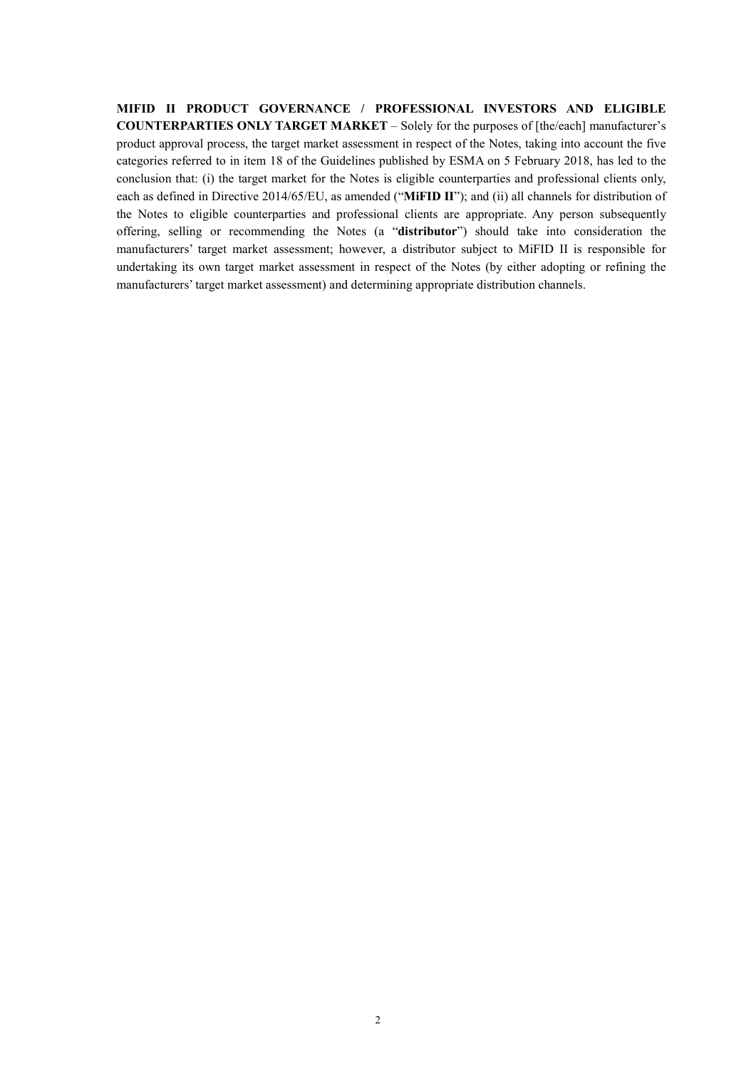**MIFID II PRODUCT GOVERNANCE / PROFESSIONAL INVESTORS AND ELIGIBLE COUNTERPARTIES ONLY TARGET MARKET** – Solely for the purposes of [the/each] manufacturer's product approval process, the target market assessment in respect of the Notes, taking into account the five categories referred to in item 18 of the Guidelines published by ESMA on 5 February 2018, has led to the conclusion that: (i) the target market for the Notes is eligible counterparties and professional clients only, each as defined in Directive 2014/65/EU, as amended ("**MiFID II**"); and (ii) all channels for distribution of the Notes to eligible counterparties and professional clients are appropriate. Any person subsequently offering, selling or recommending the Notes (a "**distributor**") should take into consideration the manufacturers' target market assessment; however, a distributor subject to MiFID II is responsible for undertaking its own target market assessment in respect of the Notes (by either adopting or refining the manufacturers' target market assessment) and determining appropriate distribution channels.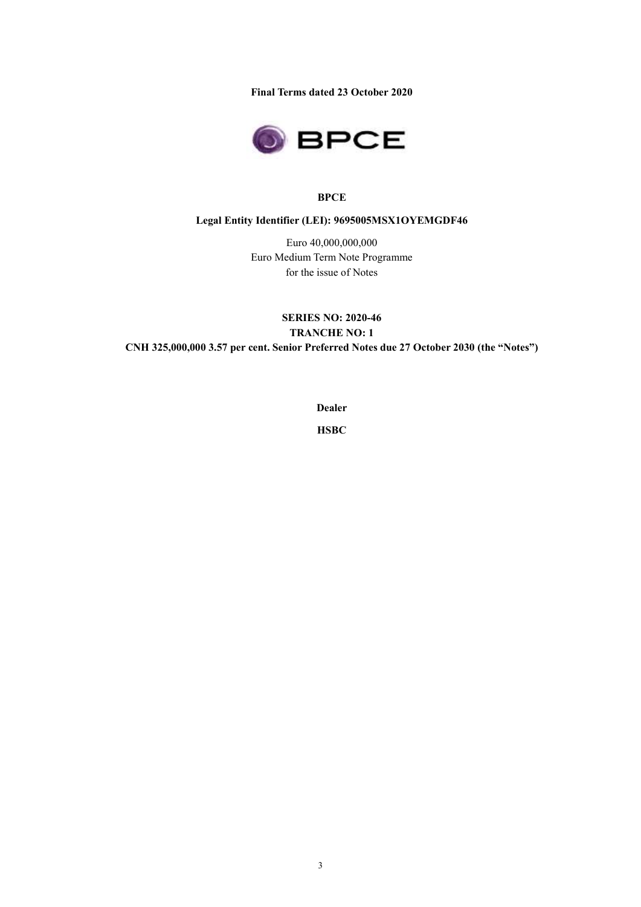**Final Terms dated 23 October 2020**

**BPCE**

**Legal Entity Identifier (LEI): 9695005MSX1OYEMGDF46**

Euro 40,000,000,000
Euro Medium Term Note Programme
for the issue of Notes

**SERIES NO: 2020-46**
**TRANCHE NO: 1**
**CNH 325,000,000 3.57 per cent. Senior Preferred Notes due 27 October 2030 (the "Notes")**

**Dealer**

**HSBC**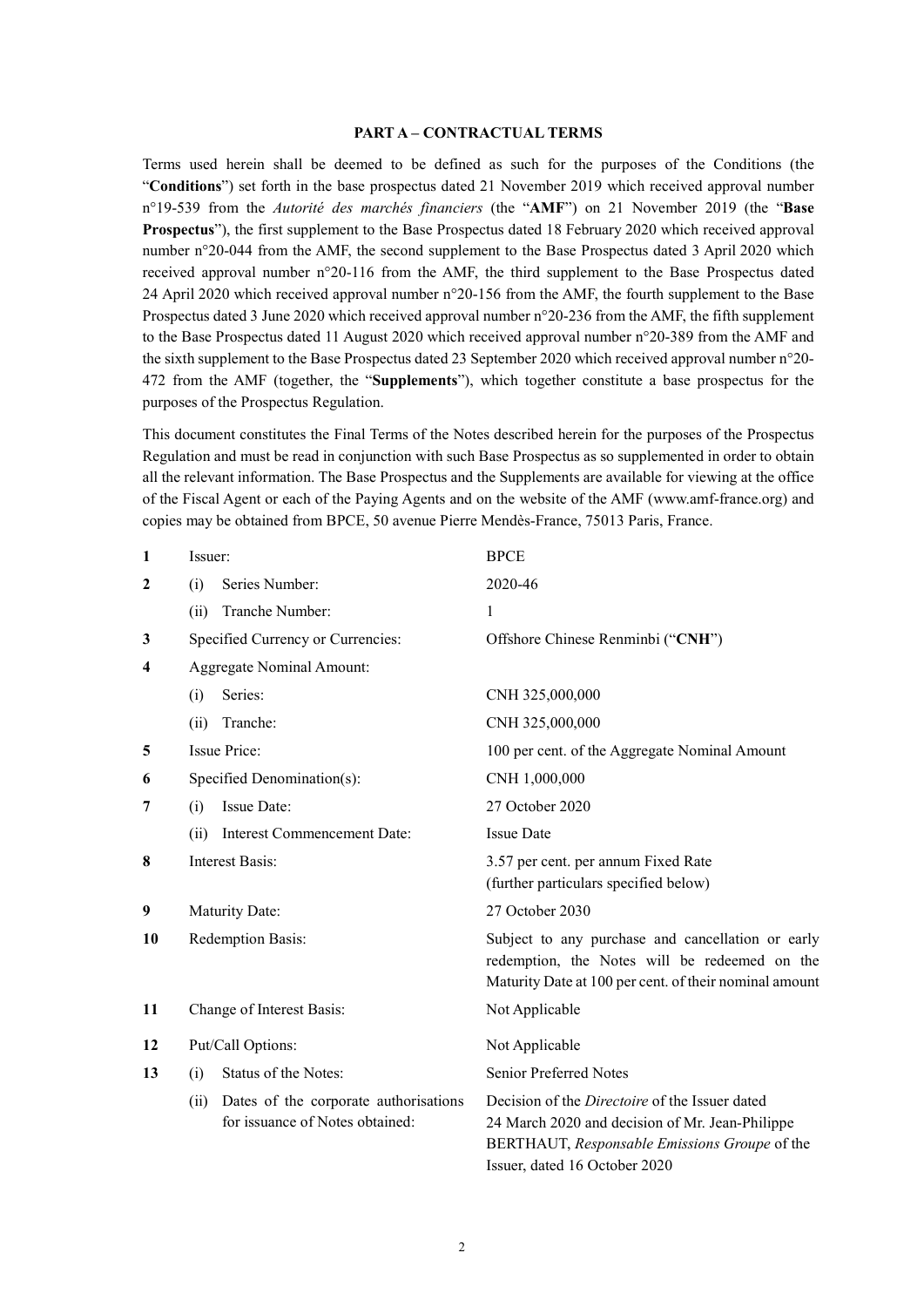## PART A – CONTRACTUAL TERMS

Terms used herein shall be deemed to be defined as such for the purposes of the Conditions (the "**Conditions**") set forth in the base prospectus dated 21 November 2019 which received approval number n°19-539 from the *Autorité des marchés financiers* (the "**AMF**") on 21 November 2019 (the "**Base Prospectus**"), the first supplement to the Base Prospectus dated 18 February 2020 which received approval number n°20-044 from the AMF, the second supplement to the Base Prospectus dated 3 April 2020 which received approval number n°20-116 from the AMF, the third supplement to the Base Prospectus dated 24 April 2020 which received approval number n°20-156 from the AMF, the fourth supplement to the Base Prospectus dated 3 June 2020 which received approval number n°20-236 from the AMF, the fifth supplement to the Base Prospectus dated 11 August 2020 which received approval number n°20-389 from the AMF and the sixth supplement to the Base Prospectus dated 23 September 2020 which received approval number n°20-472 from the AMF (together, the "**Supplements**"), which together constitute a base prospectus for the purposes of the Prospectus Regulation.

This document constitutes the Final Terms of the Notes described herein for the purposes of the Prospectus Regulation and must be read in conjunction with such Base Prospectus as so supplemented in order to obtain all the relevant information. The Base Prospectus and the Supplements are available for viewing at the office of the Fiscal Agent or each of the Paying Agents and on the website of the AMF (www.amf-france.org) and copies may be obtained from BPCE, 50 avenue Pierre Mendès-France, 75013 Paris, France.

| | | |
|---|---|---|
| **1** | Issuer: | BPCE |
| **2** | (i) Series Number: | 2020-46 |
| | (ii) Tranche Number: | 1 |
| **3** | Specified Currency or Currencies: | Offshore Chinese Renminbi ("**CNH**") |
| **4** | Aggregate Nominal Amount: | |
| | (i) Series: | CNH 325,000,000 |
| | (ii) Tranche: | CNH 325,000,000 |
| **5** | Issue Price: | 100 per cent. of the Aggregate Nominal Amount |
| **6** | Specified Denomination(s): | CNH 1,000,000 |
| **7** | (i) Issue Date: | 27 October 2020 |
| | (ii) Interest Commencement Date: | Issue Date |
| **8** | Interest Basis: | 3.57 per cent. per annum Fixed Rate (further particulars specified below) |
| **9** | Maturity Date: | 27 October 2030 |
| **10** | Redemption Basis: | Subject to any purchase and cancellation or early redemption, the Notes will be redeemed on the Maturity Date at 100 per cent. of their nominal amount |
| **11** | Change of Interest Basis: | Not Applicable |
| **12** | Put/Call Options: | Not Applicable |
| **13** | (i) Status of the Notes: | Senior Preferred Notes |
| | (ii) Dates of the corporate authorisations for issuance of Notes obtained: | Decision of the *Directoire* of the Issuer dated 24 March 2020 and decision of Mr. Jean-Philippe BERTHAUT, *Responsable Emissions Groupe* of the Issuer, dated 16 October 2020 |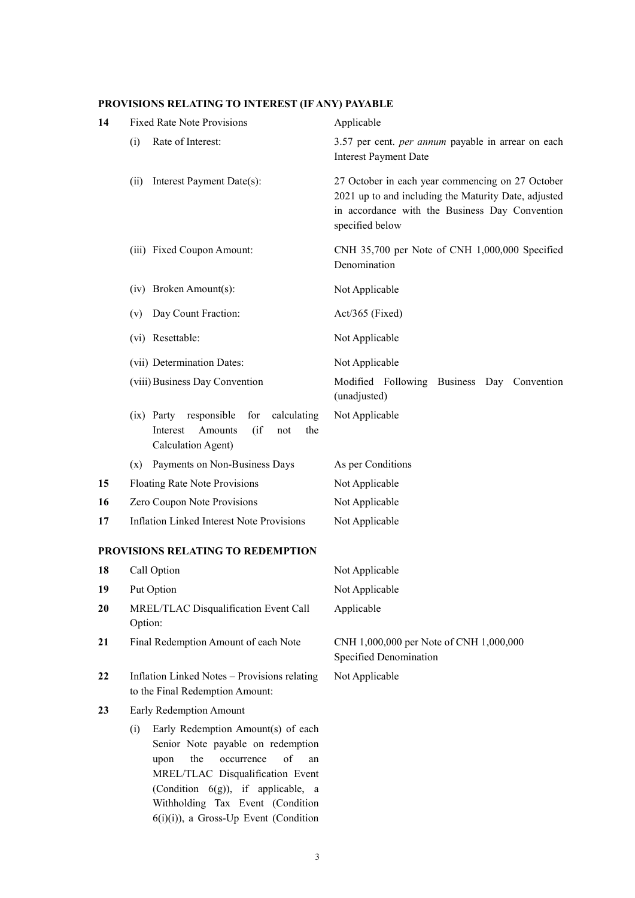**PROVISIONS RELATING TO INTEREST (IF ANY) PAYABLE**

| | | |
|---|---|---|
| **14** | Fixed Rate Note Provisions | Applicable |
| | (i) Rate of Interest: | 3.57 per cent. *per annum* payable in arrear on each Interest Payment Date |
| | (ii) Interest Payment Date(s): | 27 October in each year commencing on 27 October 2021 up to and including the Maturity Date, adjusted in accordance with the Business Day Convention specified below |
| | (iii) Fixed Coupon Amount: | CNH 35,700 per Note of CNH 1,000,000 Specified Denomination |
| | (iv) Broken Amount(s): | Not Applicable |
| | (v) Day Count Fraction: | Act/365 (Fixed) |
| | (vi) Resettable: | Not Applicable |
| | (vii) Determination Dates: | Not Applicable |
| | (viii) Business Day Convention | Modified Following Business Day Convention (unadjusted) |
| | (ix) Party responsible for calculating Interest Amounts (if not the Calculation Agent) | Not Applicable |
| | (x) Payments on Non-Business Days | As per Conditions |
| **15** | Floating Rate Note Provisions | Not Applicable |
| **16** | Zero Coupon Note Provisions | Not Applicable |
| **17** | Inflation Linked Interest Note Provisions | Not Applicable |

**PROVISIONS RELATING TO REDEMPTION**

| | | |
|---|---|---|
| **18** | Call Option | Not Applicable |
| **19** | Put Option | Not Applicable |
| **20** | MREL/TLAC Disqualification Event Call Option: | Applicable |
| **21** | Final Redemption Amount of each Note | CNH 1,000,000 per Note of CNH 1,000,000 Specified Denomination |
| **22** | Inflation Linked Notes – Provisions relating to the Final Redemption Amount: | Not Applicable |
| **23** | Early Redemption Amount | |
| | (i) Early Redemption Amount(s) of each Senior Note payable on redemption upon the occurrence of an MREL/TLAC Disqualification Event (Condition 6(g)), if applicable, a Withholding Tax Event (Condition 6(i)(i)), a Gross-Up Event (Condition | |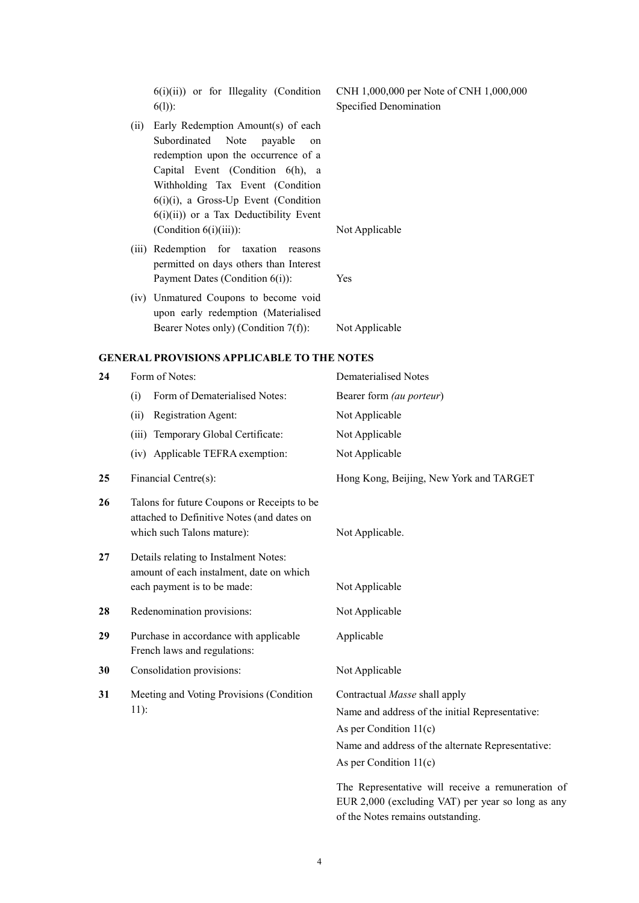| | | |
|---|---|---|
| | 6(i)(ii)) or for Illegality (Condition 6(l)): | CNH 1,000,000 per Note of CNH 1,000,000 Specified Denomination |
| | (ii) Early Redemption Amount(s) of each Subordinated Note payable on redemption upon the occurrence of a Capital Event (Condition 6(h), a Withholding Tax Event (Condition 6(i)(i), a Gross-Up Event (Condition 6(i)(ii)) or a Tax Deductibility Event (Condition 6(i)(iii)): | Not Applicable |
| | (iii) Redemption for taxation reasons permitted on days others than Interest Payment Dates (Condition 6(i)): | Yes |
| | (iv) Unmatured Coupons to become void upon early redemption (Materialised Bearer Notes only) (Condition 7(f)): | Not Applicable |

**GENERAL PROVISIONS APPLICABLE TO THE NOTES**

| | | |
|---|---|---|
| **24** | Form of Notes: | Dematerialised Notes |
| | (i) Form of Dematerialised Notes: | Bearer form *(au porteur)* |
| | (ii) Registration Agent: | Not Applicable |
| | (iii) Temporary Global Certificate: | Not Applicable |
| | (iv) Applicable TEFRA exemption: | Not Applicable |
| **25** | Financial Centre(s): | Hong Kong, Beijing, New York and TARGET |
| **26** | Talons for future Coupons or Receipts to be attached to Definitive Notes (and dates on which such Talons mature): | Not Applicable. |
| **27** | Details relating to Instalment Notes: amount of each instalment, date on which each payment is to be made: | Not Applicable |
| **28** | Redenomination provisions: | Not Applicable |
| **29** | Purchase in accordance with applicable French laws and regulations: | Applicable |
| **30** | Consolidation provisions: | Not Applicable |
| **31** | Meeting and Voting Provisions (Condition 11): | Contractual *Masse* shall apply<br>Name and address of the initial Representative: As per Condition 11(c)<br>Name and address of the alternate Representative: As per Condition 11(c)<br><br>The Representative will receive a remuneration of EUR 2,000 (excluding VAT) per year so long as any of the Notes remains outstanding. |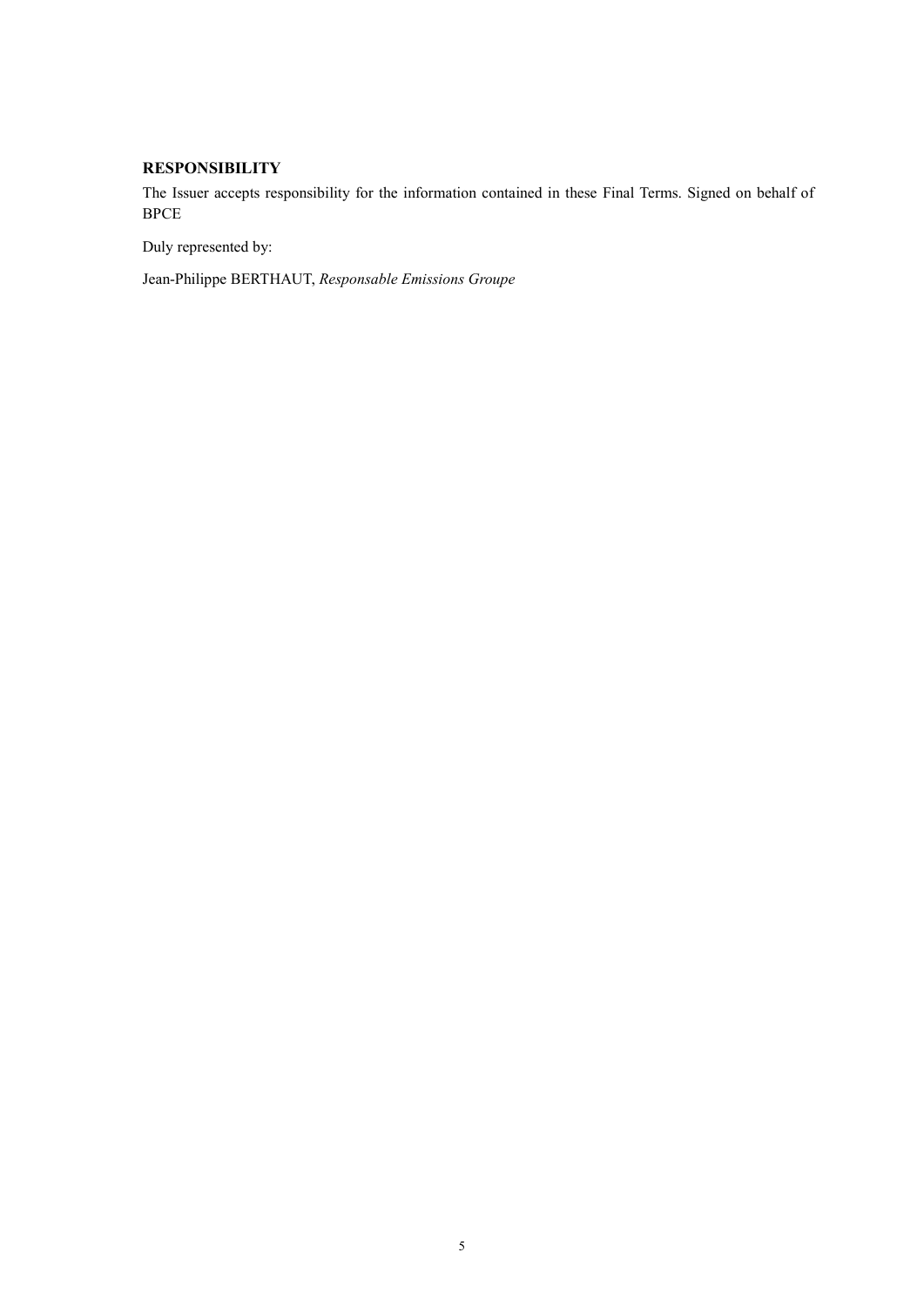**RESPONSIBILITY**

The Issuer accepts responsibility for the information contained in these Final Terms. Signed on behalf of BPCE

Duly represented by:

Jean-Philippe BERTHAUT, *Responsable Emissions Groupe*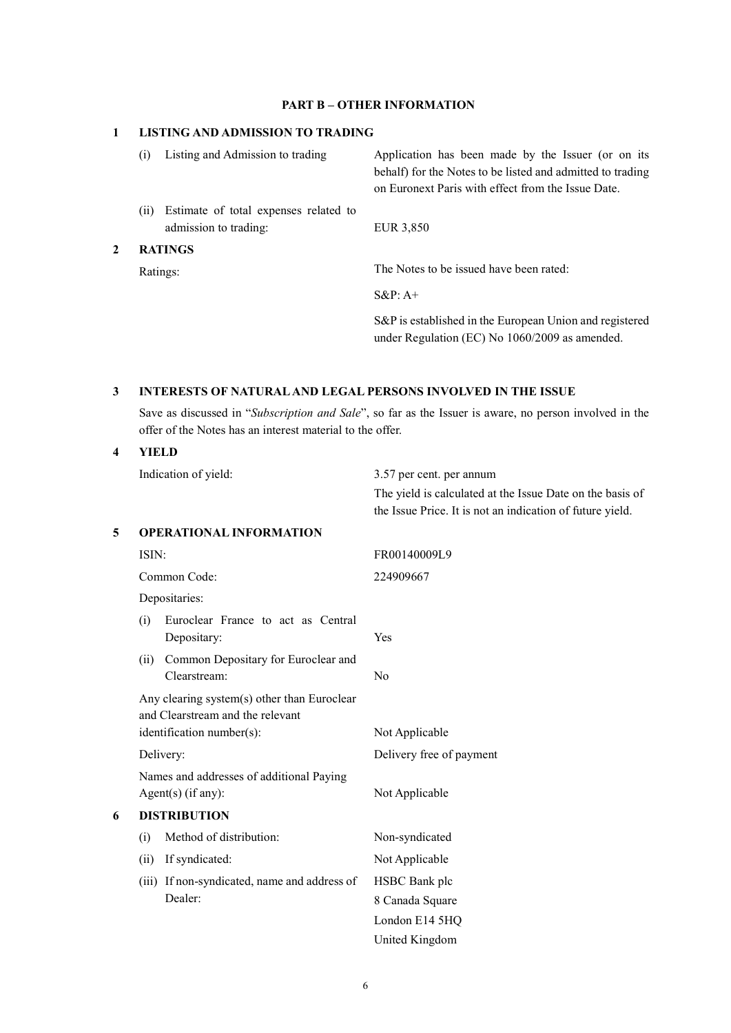## PART B – OTHER INFORMATION

### 1 LISTING AND ADMISSION TO TRADING

| | |
|---|---|
| (i) Listing and Admission to trading | Application has been made by the Issuer (or on its behalf) for the Notes to be listed and admitted to trading on Euronext Paris with effect from the Issue Date. |
| (ii) Estimate of total expenses related to admission to trading: | EUR 3,850 |

### 2 RATINGS

| | |
|---|---|
| Ratings: | The Notes to be issued have been rated:<br>S&P: A+<br>S&P is established in the European Union and registered under Regulation (EC) No 1060/2009 as amended. |

### 3 INTERESTS OF NATURAL AND LEGAL PERSONS INVOLVED IN THE ISSUE

Save as discussed in "*Subscription and Sale*", so far as the Issuer is aware, no person involved in the offer of the Notes has an interest material to the offer.

### 4 YIELD

| | |
|---|---|
| Indication of yield: | 3.57 per cent. per annum<br>The yield is calculated at the Issue Date on the basis of the Issue Price. It is not an indication of future yield. |

### 5 OPERATIONAL INFORMATION

| | |
|---|---|
| ISIN: | FR00140009L9 |
| Common Code: | 224909667 |
| Depositaries: | |
| (i) Euroclear France to act as Central Depositary: | Yes |
| (ii) Common Depositary for Euroclear and Clearstream: | No |
| Any clearing system(s) other than Euroclear and Clearstream and the relevant identification number(s): | Not Applicable |
| Delivery: | Delivery free of payment |
| Names and addresses of additional Paying Agent(s) (if any): | Not Applicable |

### 6 DISTRIBUTION

| | |
|---|---|
| (i) Method of distribution: | Non-syndicated |
| (ii) If syndicated: | Not Applicable |
| (iii) If non-syndicated, name and address of Dealer: | HSBC Bank plc<br>8 Canada Square<br>London E14 5HQ<br>United Kingdom |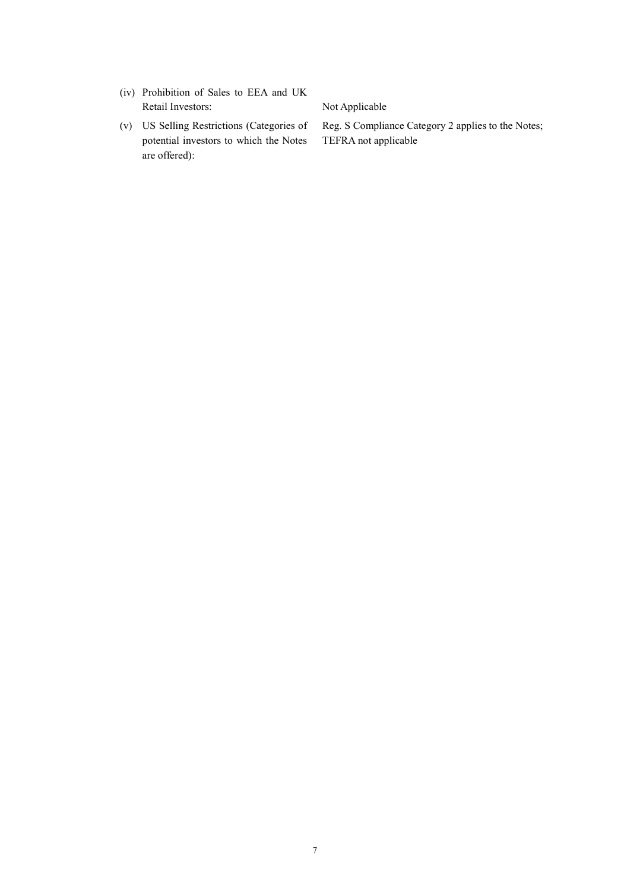| | |
|---|---|
| (iv) Prohibition of Sales to EEA and UK Retail Investors: | Not Applicable |
| (v) US Selling Restrictions (Categories of potential investors to which the Notes are offered): | Reg. S Compliance Category 2 applies to the Notes; TEFRA not applicable |